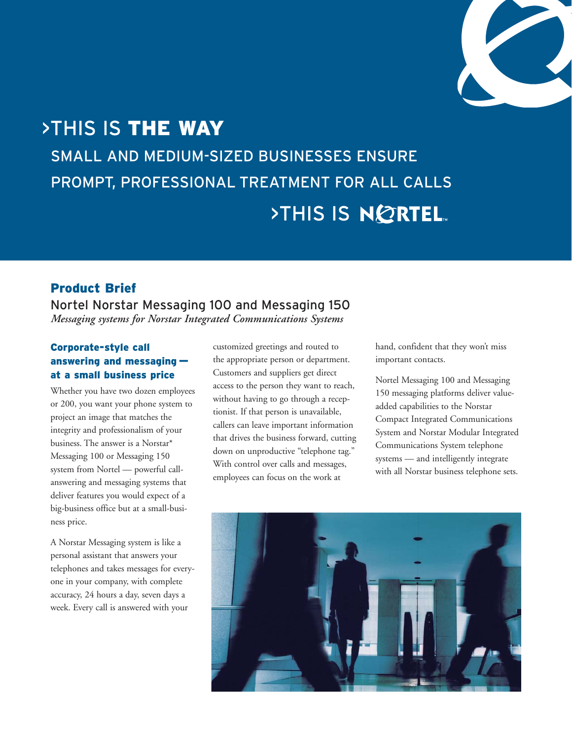# >THIS IS THE WAY

SMALL AND MEDIUM-SIZED BUSINESSES ENSURE PROMPT, PROFESSIONAL TREATMENT FOR ALL CALLS

>THIS IS NORTEL

## Product Brief

Nortel Norstar Messaging 100 and Messaging 150

*Messaging systems for Norstar Integrated Communications Systems*

### Corporate-style call answering and messaging — at a small business price

Whether you have two dozen employees or 200, you want your phone system to project an image that matches the integrity and professionalism of your business. The answer is a Norstar* Messaging 100 or Messaging 150 system from Nortel — powerful call-answering and messaging systems that deliver features you would expect of a big-business office but at a small-business price.

A Norstar Messaging system is like a personal assistant that answers your telephones and takes messages for everyone in your company, with complete accuracy, 24 hours a day, seven days a week. Every call is answered with your customized greetings and routed to the appropriate person or department. Customers and suppliers get direct access to the person they want to reach, without having to go through a receptionist. If that person is unavailable, callers can leave important information that drives the business forward, cutting down on unproductive "telephone tag." With control over calls and messages, employees can focus on the work at hand, confident that they won't miss important contacts.

Nortel Messaging 100 and Messaging 150 messaging platforms deliver value-added capabilities to the Norstar Compact Integrated Communications System and Norstar Modular Integrated Communications System telephone systems — and intelligently integrate with all Norstar business telephone sets.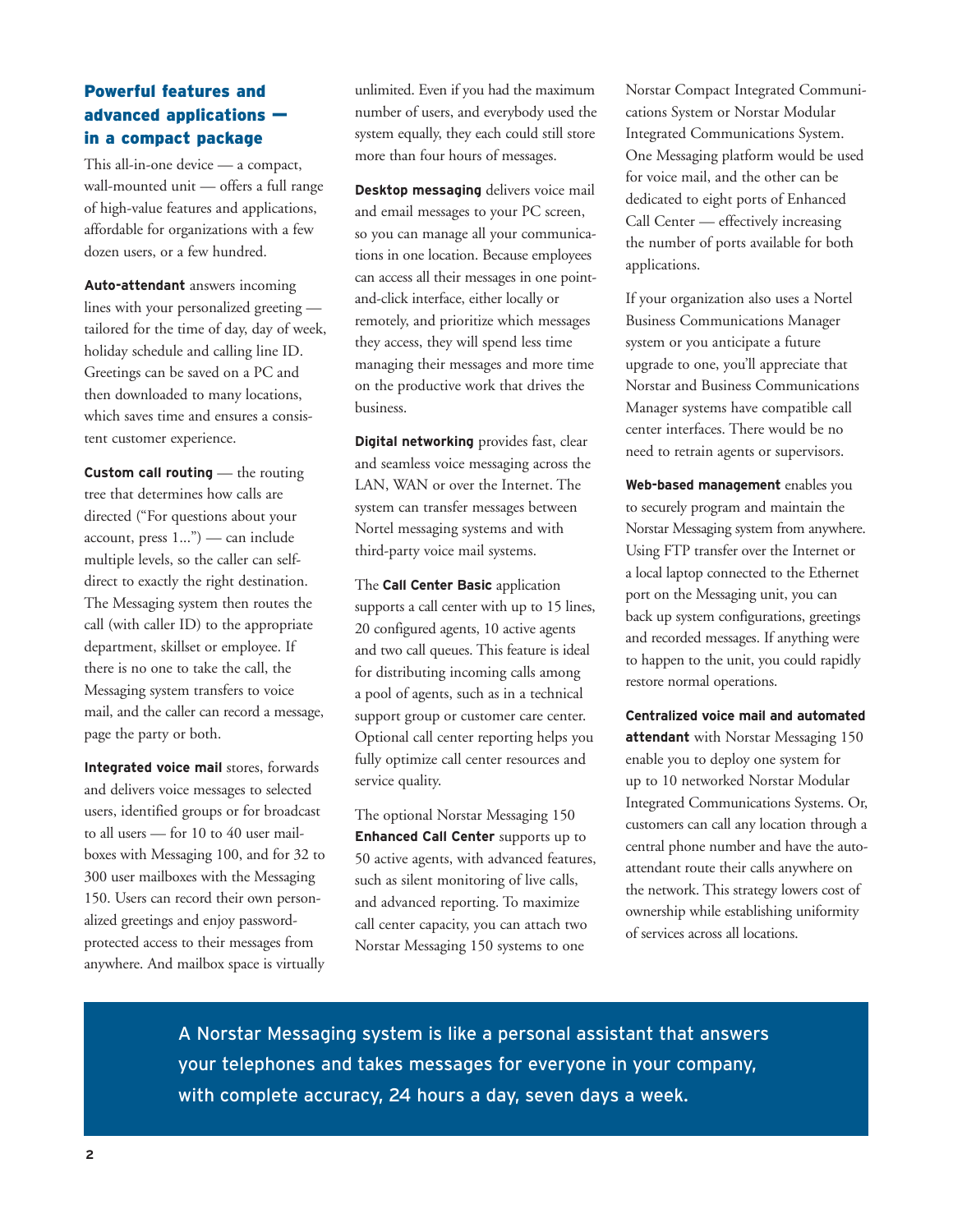## Powerful features and advanced applications — in a compact package

This all-in-one device — a compact, wall-mounted unit — offers a full range of high-value features and applications, affordable for organizations with a few dozen users, or a few hundred.

**Auto-attendant** answers incoming lines with your personalized greeting — tailored for the time of day, day of week, holiday schedule and calling line ID. Greetings can be saved on a PC and then downloaded to many locations, which saves time and ensures a consistent customer experience.

**Custom call routing** — the routing tree that determines how calls are directed ("For questions about your account, press 1...") — can include multiple levels, so the caller can self-direct to exactly the right destination. The Messaging system then routes the call (with caller ID) to the appropriate department, skillset or employee. If there is no one to take the call, the Messaging system transfers to voice mail, and the caller can record a message, page the party or both.

**Integrated voice mail** stores, forwards and delivers voice messages to selected users, identified groups or for broadcast to all users — for 10 to 40 user mailboxes with Messaging 100, and for 32 to 300 user mailboxes with the Messaging 150. Users can record their own personalized greetings and enjoy password-protected access to their messages from anywhere. And mailbox space is virtually unlimited. Even if you had the maximum number of users, and everybody used the system equally, they each could still store more than four hours of messages.

**Desktop messaging** delivers voice mail and email messages to your PC screen, so you can manage all your communications in one location. Because employees can access all their messages in one point-and-click interface, either locally or remotely, and prioritize which messages they access, they will spend less time managing their messages and more time on the productive work that drives the business.

**Digital networking** provides fast, clear and seamless voice messaging across the LAN, WAN or over the Internet. The system can transfer messages between Nortel messaging systems and with third-party voice mail systems.

The **Call Center Basic** application supports a call center with up to 15 lines, 20 configured agents, 10 active agents and two call queues. This feature is ideal for distributing incoming calls among a pool of agents, such as in a technical support group or customer care center. Optional call center reporting helps you fully optimize call center resources and service quality.

The optional Norstar Messaging 150 **Enhanced Call Center** supports up to 50 active agents, with advanced features, such as silent monitoring of live calls, and advanced reporting. To maximize call center capacity, you can attach two Norstar Messaging 150 systems to one Norstar Compact Integrated Communications System or Norstar Modular Integrated Communications System. One Messaging platform would be used for voice mail, and the other can be dedicated to eight ports of Enhanced Call Center — effectively increasing the number of ports available for both applications.

If your organization also uses a Nortel Business Communications Manager system or you anticipate a future upgrade to one, you'll appreciate that Norstar and Business Communications Manager systems have compatible call center interfaces. There would be no need to retrain agents or supervisors.

**Web-based management** enables you to securely program and maintain the Norstar Messaging system from anywhere. Using FTP transfer over the Internet or a local laptop connected to the Ethernet port on the Messaging unit, you can back up system configurations, greetings and recorded messages. If anything were to happen to the unit, you could rapidly restore normal operations.

**Centralized voice mail and automated attendant** with Norstar Messaging 150 enable you to deploy one system for up to 10 networked Norstar Modular Integrated Communications Systems. Or, customers can call any location through a central phone number and have the auto-attendant route their calls anywhere on the network. This strategy lowers cost of ownership while establishing uniformity of services across all locations.

A Norstar Messaging system is like a personal assistant that answers your telephones and takes messages for everyone in your company, with complete accuracy, 24 hours a day, seven days a week.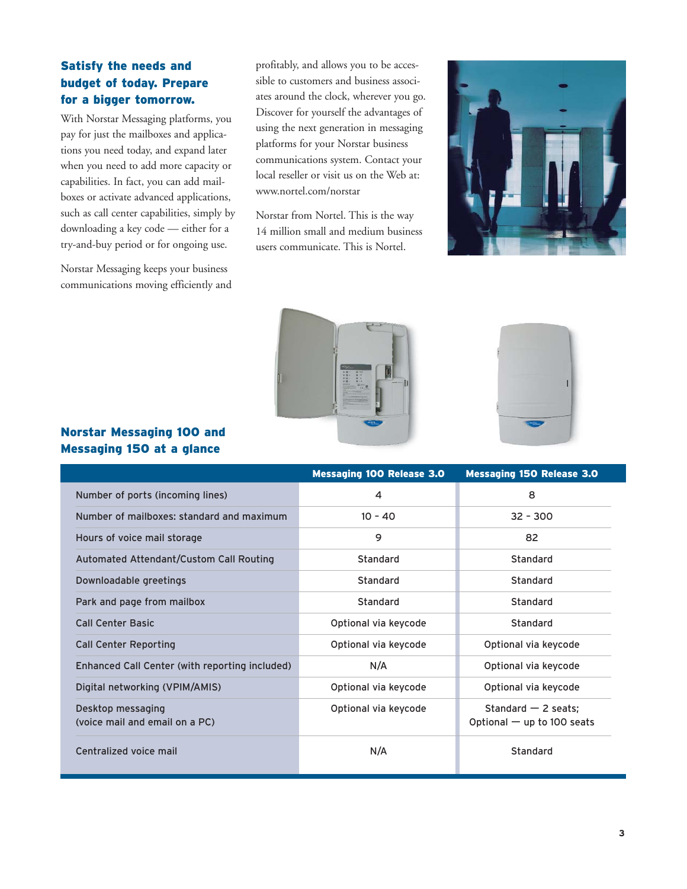## Satisfy the needs and budget of today. Prepare for a bigger tomorrow.

With Norstar Messaging platforms, you pay for just the mailboxes and applications you need today, and expand later when you need to add more capacity or capabilities. In fact, you can add mailboxes or activate advanced applications, such as call center capabilities, simply by downloading a key code — either for a try-and-buy period or for ongoing use.

Norstar Messaging keeps your business communications moving efficiently and profitably, and allows you to be accessible to customers and business associates around the clock, wherever you go. Discover for yourself the advantages of using the next generation in messaging platforms for your Norstar business communications system. Contact your local reseller or visit us on the Web at: www.nortel.com/norstar

Norstar from Nortel. This is the way 14 million small and medium business users communicate. This is Nortel.

## Norstar Messaging 100 and Messaging 150 at a glance

| | Messaging 100 Release 3.0 | Messaging 150 Release 3.0 |
|---|---|---|
| Number of ports (incoming lines) | 4 | 8 |
| Number of mailboxes: standard and maximum | 10 - 40 | 32 - 300 |
| Hours of voice mail storage | 9 | 82 |
| Automated Attendant/Custom Call Routing | Standard | Standard |
| Downloadable greetings | Standard | Standard |
| Park and page from mailbox | Standard | Standard |
| Call Center Basic | Optional via keycode | Standard |
| Call Center Reporting | Optional via keycode | Optional via keycode |
| Enhanced Call Center (with reporting included) | N/A | Optional via keycode |
| Digital networking (VPIM/AMIS) | Optional via keycode | Optional via keycode |
| Desktop messaging (voice mail and email on a PC) | Optional via keycode | Standard — 2 seats; Optional — up to 100 seats |
| Centralized voice mail | N/A | Standard |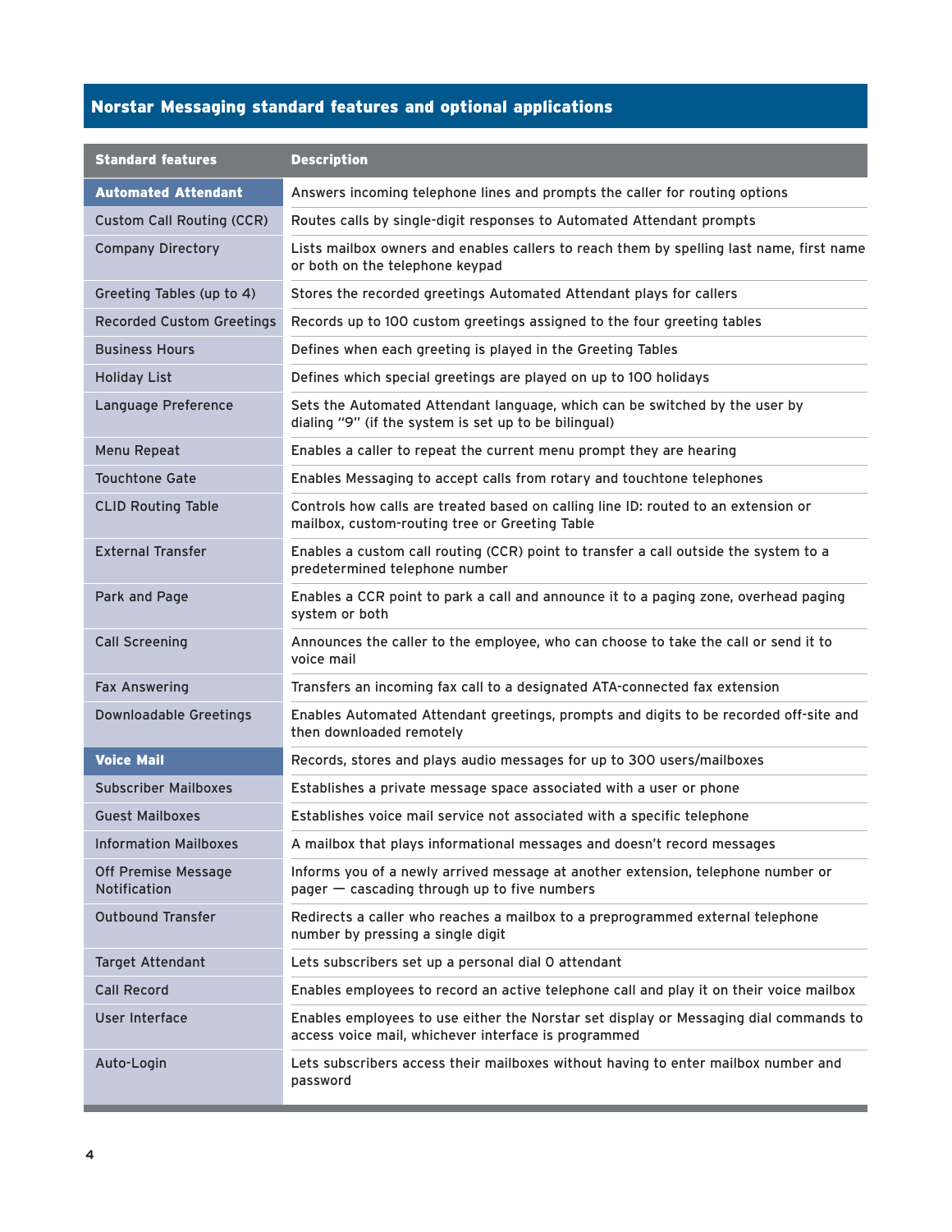## Norstar Messaging standard features and optional applications

| Standard features | Description |
| --- | --- |
| **Automated Attendant** | Answers incoming telephone lines and prompts the caller for routing options |
| Custom Call Routing (CCR) | Routes calls by single-digit responses to Automated Attendant prompts |
| Company Directory | Lists mailbox owners and enables callers to reach them by spelling last name, first name or both on the telephone keypad |
| Greeting Tables (up to 4) | Stores the recorded greetings Automated Attendant plays for callers |
| Recorded Custom Greetings | Records up to 100 custom greetings assigned to the four greeting tables |
| Business Hours | Defines when each greeting is played in the Greeting Tables |
| Holiday List | Defines which special greetings are played on up to 100 holidays |
| Language Preference | Sets the Automated Attendant language, which can be switched by the user by dialing "9" (if the system is set up to be bilingual) |
| Menu Repeat | Enables a caller to repeat the current menu prompt they are hearing |
| Touchtone Gate | Enables Messaging to accept calls from rotary and touchtone telephones |
| CLID Routing Table | Controls how calls are treated based on calling line ID: routed to an extension or mailbox, custom-routing tree or Greeting Table |
| External Transfer | Enables a custom call routing (CCR) point to transfer a call outside the system to a predetermined telephone number |
| Park and Page | Enables a CCR point to park a call and announce it to a paging zone, overhead paging system or both |
| Call Screening | Announces the caller to the employee, who can choose to take the call or send it to voice mail |
| Fax Answering | Transfers an incoming fax call to a designated ATA-connected fax extension |
| Downloadable Greetings | Enables Automated Attendant greetings, prompts and digits to be recorded off-site and then downloaded remotely |
| **Voice Mail** | Records, stores and plays audio messages for up to 300 users/mailboxes |
| Subscriber Mailboxes | Establishes a private message space associated with a user or phone |
| Guest Mailboxes | Establishes voice mail service not associated with a specific telephone |
| Information Mailboxes | A mailbox that plays informational messages and doesn't record messages |
| Off Premise Message Notification | Informs you of a newly arrived message at another extension, telephone number or pager — cascading through up to five numbers |
| Outbound Transfer | Redirects a caller who reaches a mailbox to a preprogrammed external telephone number by pressing a single digit |
| Target Attendant | Lets subscribers set up a personal dial 0 attendant |
| Call Record | Enables employees to record an active telephone call and play it on their voice mailbox |
| User Interface | Enables employees to use either the Norstar set display or Messaging dial commands to access voice mail, whichever interface is programmed |
| Auto-Login | Lets subscribers access their mailboxes without having to enter mailbox number and password |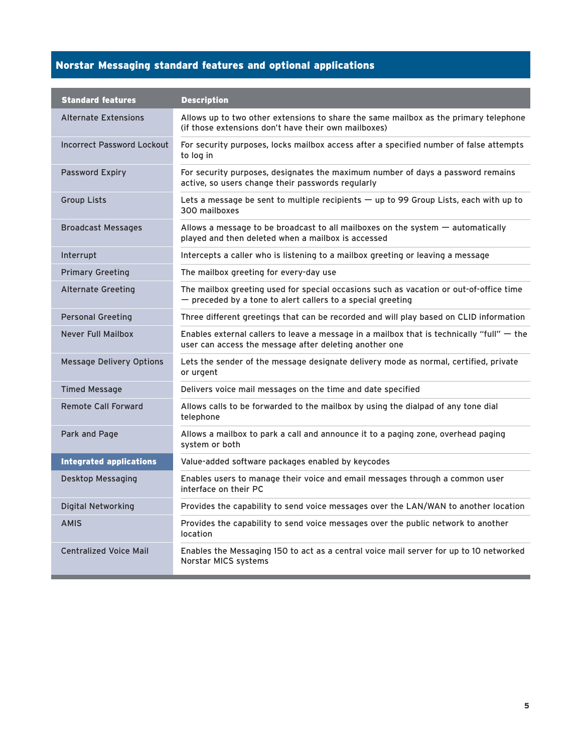## Norstar Messaging standard features and optional applications

| Standard features | Description |
|---|---|
| Alternate Extensions | Allows up to two other extensions to share the same mailbox as the primary telephone (if those extensions don't have their own mailboxes) |
| Incorrect Password Lockout | For security purposes, locks mailbox access after a specified number of false attempts to log in |
| Password Expiry | For security purposes, designates the maximum number of days a password remains active, so users change their passwords regularly |
| Group Lists | Lets a message be sent to multiple recipients — up to 99 Group Lists, each with up to 300 mailboxes |
| Broadcast Messages | Allows a message to be broadcast to all mailboxes on the system — automatically played and then deleted when a mailbox is accessed |
| Interrupt | Intercepts a caller who is listening to a mailbox greeting or leaving a message |
| Primary Greeting | The mailbox greeting for every-day use |
| Alternate Greeting | The mailbox greeting used for special occasions such as vacation or out-of-office time — preceded by a tone to alert callers to a special greeting |
| Personal Greeting | Three different greetings that can be recorded and will play based on CLID information |
| Never Full Mailbox | Enables external callers to leave a message in a mailbox that is technically "full" — the user can access the message after deleting another one |
| Message Delivery Options | Lets the sender of the message designate delivery mode as normal, certified, private or urgent |
| Timed Message | Delivers voice mail messages on the time and date specified |
| Remote Call Forward | Allows calls to be forwarded to the mailbox by using the dialpad of any tone dial telephone |
| Park and Page | Allows a mailbox to park a call and announce it to a paging zone, overhead paging system or both |
| **Integrated applications** | Value-added software packages enabled by keycodes |
| Desktop Messaging | Enables users to manage their voice and email messages through a common user interface on their PC |
| Digital Networking | Provides the capability to send voice messages over the LAN/WAN to another location |
| AMIS | Provides the capability to send voice messages over the public network to another location |
| Centralized Voice Mail | Enables the Messaging 150 to act as a central voice mail server for up to 10 networked Norstar MICS systems |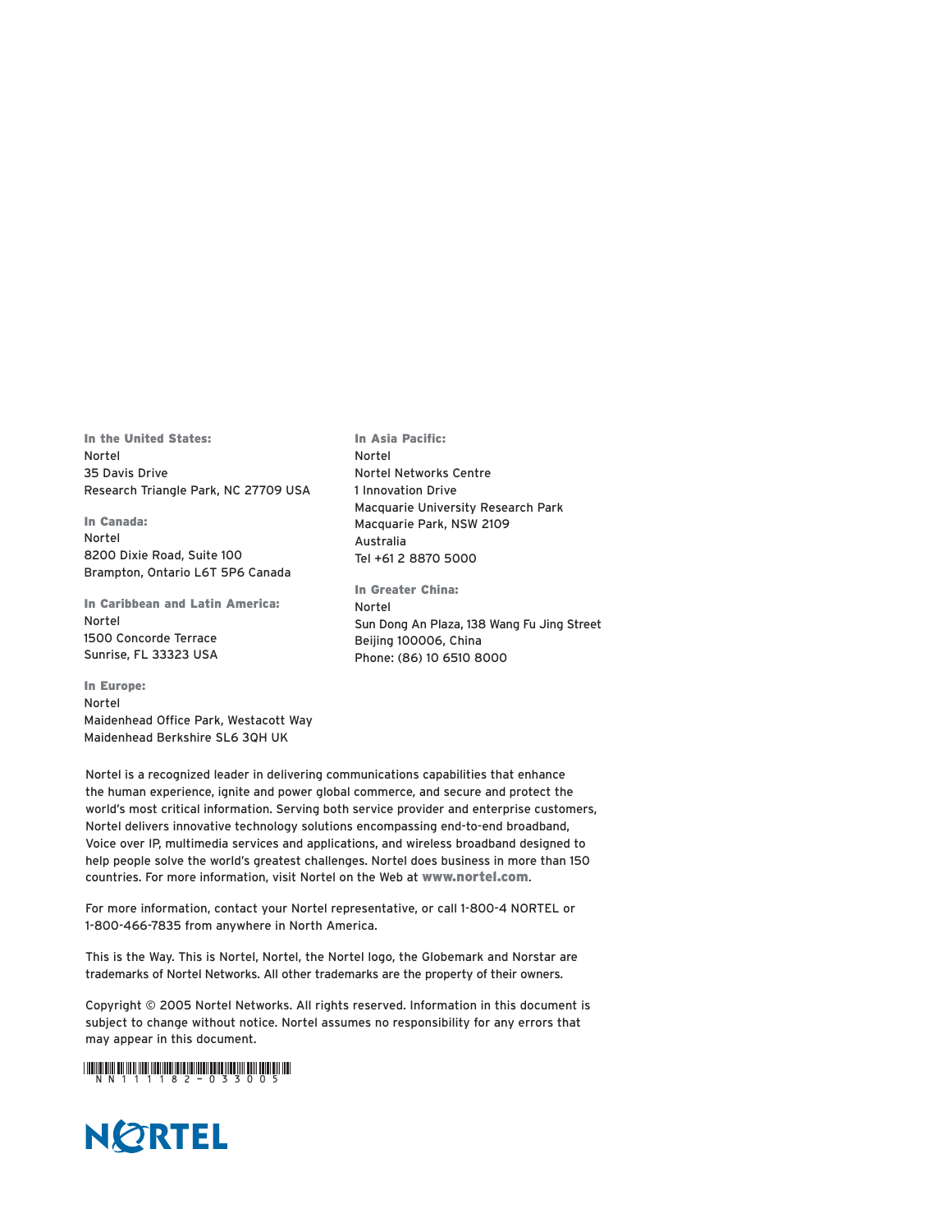**In the United States:**
Nortel
35 Davis Drive
Research Triangle Park, NC 27709 USA

**In Canada:**
Nortel
8200 Dixie Road, Suite 100
Brampton, Ontario L6T 5P6 Canada

**In Caribbean and Latin America:**
Nortel
1500 Concorde Terrace
Sunrise, FL 33323 USA

**In Europe:**
Nortel
Maidenhead Office Park, Westacott Way
Maidenhead Berkshire SL6 3QH UK

**In Asia Pacific:**
Nortel
Nortel Networks Centre
1 Innovation Drive
Macquarie University Research Park
Macquarie Park, NSW 2109
Australia
Tel +61 2 8870 5000

**In Greater China:**
Nortel
Sun Dong An Plaza, 138 Wang Fu Jing Street
Beijing 100006, China
Phone: (86) 10 6510 8000

Nortel is a recognized leader in delivering communications capabilities that enhance the human experience, ignite and power global commerce, and secure and protect the world's most critical information. Serving both service provider and enterprise customers, Nortel delivers innovative technology solutions encompassing end-to-end broadband, Voice over IP, multimedia services and applications, and wireless broadband designed to help people solve the world's greatest challenges. Nortel does business in more than 150 countries. For more information, visit Nortel on the Web at **www.nortel.com**.

For more information, contact your Nortel representative, or call 1-800-4 NORTEL or 1-800-466-7835 from anywhere in North America.

This is the Way. This is Nortel, Nortel, the Nortel logo, the Globemark and Norstar are trademarks of Nortel Networks. All other trademarks are the property of their owners.

Copyright © 2005 Nortel Networks. All rights reserved. Information in this document is subject to change without notice. Nortel assumes no responsibility for any errors that may appear in this document.

NN111182-033005

NORTEL